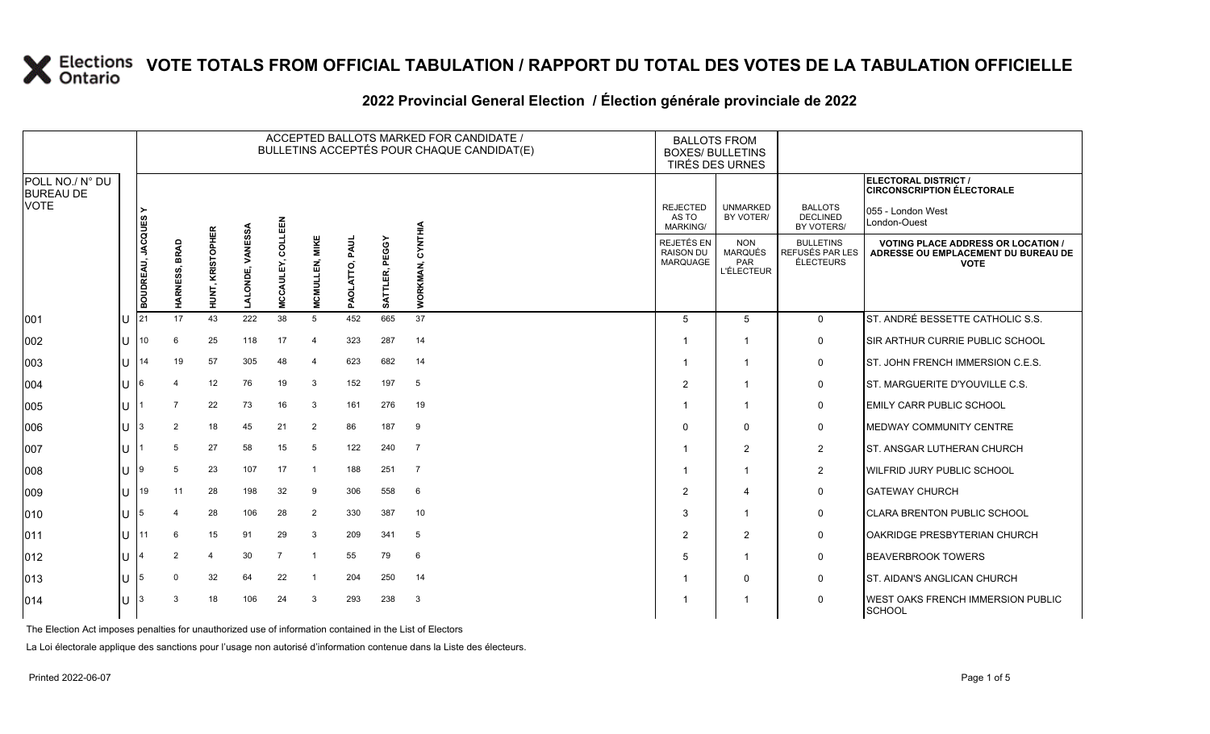# VOTE TOTALS FROM OFFICIAL TABULATION / RAPPORT DU TOTAL DES VOTES DE LA TABULATION OFFICIELLE

## 2022 Provincial General Election / Élection générale provinciale de 2022

ELECTORAL DISTRICT / CIRCONSCRIPTION ÉLECTORALE: 055 - London West / London-Ouest

| POLL NO./ N° DU BUREAU DE VOTE | | ACCEPTED BALLOTS MARKED FOR CANDIDATE / BULLETINS ACCEPTÉS POUR CHAQUE CANDIDAT(E) | | | | | | | | | BALLOTS FROM BOXES/ BULLETINS TIRÉS DES URNES | | | VOTING PLACE ADDRESS OR LOCATION / ADRESSE OU EMPLACEMENT DU BUREAU DE VOTE |
|---|---|---|---|---|---|---|---|---|---|---|---|---|---|---|
| | | BOUDREAU, JACQUES Y | HARNESS, BRAD | HUNT, KRISTOPHER | LALONDE, VANESSA | MCCAULEY, COLLEEN | MCMULLEN, MIKE | PAOLATTO, PAUL | SATTLER, PEGGY | WORKMAN, CYNTHIA | REJECTED AS TO MARKING/ REJETÉS EN RAISON DU MARQUAGE | UNMARKED BY VOTER/ NON MARQUÉS PAR L'ÉLECTEUR | BALLOTS DECLINED BY VOTERS/ BULLETINS REFUSÉS PAR LES ÉLECTEURS | |
| 001 | U | 21 | 17 | 43 | 222 | 38 | 5 | 452 | 665 | 37 | 5 | 5 | 0 | ST. ANDRÉ BESSETTE CATHOLIC S.S. |
| 002 | U | 10 | 6 | 25 | 118 | 17 | 4 | 323 | 287 | 14 | 1 | 1 | 0 | SIR ARTHUR CURRIE PUBLIC SCHOOL |
| 003 | U | 14 | 19 | 57 | 305 | 48 | 4 | 623 | 682 | 14 | 1 | 1 | 0 | ST. JOHN FRENCH IMMERSION C.E.S. |
| 004 | U | 6 | 4 | 12 | 76 | 19 | 3 | 152 | 197 | 5 | 2 | 1 | 0 | ST. MARGUERITE D'YOUVILLE C.S. |
| 005 | U | 1 | 7 | 22 | 73 | 16 | 3 | 161 | 276 | 19 | 1 | 1 | 0 | EMILY CARR PUBLIC SCHOOL |
| 006 | U | 3 | 2 | 18 | 45 | 21 | 2 | 86 | 187 | 9 | 0 | 0 | 0 | MEDWAY COMMUNITY CENTRE |
| 007 | U | 1 | 5 | 27 | 58 | 15 | 5 | 122 | 240 | 7 | 1 | 2 | 2 | ST. ANSGAR LUTHERAN CHURCH |
| 008 | U | 9 | 5 | 23 | 107 | 17 | 1 | 188 | 251 | 7 | 1 | 1 | 2 | WILFRID JURY PUBLIC SCHOOL |
| 009 | U | 19 | 11 | 28 | 198 | 32 | 9 | 306 | 558 | 6 | 2 | 4 | 0 | GATEWAY CHURCH |
| 010 | U | 5 | 4 | 28 | 106 | 28 | 2 | 330 | 387 | 10 | 3 | 1 | 0 | CLARA BRENTON PUBLIC SCHOOL |
| 011 | U | 11 | 6 | 15 | 91 | 29 | 3 | 209 | 341 | 5 | 2 | 2 | 0 | OAKRIDGE PRESBYTERIAN CHURCH |
| 012 | U | 4 | 2 | 4 | 30 | 7 | 1 | 55 | 79 | 6 | 5 | 1 | 0 | BEAVERBROOK TOWERS |
| 013 | U | 5 | 0 | 32 | 64 | 22 | 1 | 204 | 250 | 14 | 1 | 0 | 0 | ST. AIDAN'S ANGLICAN CHURCH |
| 014 | U | 3 | 3 | 18 | 106 | 24 | 3 | 293 | 238 | 3 | 1 | 1 | 0 | WEST OAKS FRENCH IMMERSION PUBLIC SCHOOL |

The Election Act imposes penalties for unauthorized use of information contained in the List of Electors

La Loi électorale applique des sanctions pour l'usage non autorisé d'information contenue dans la Liste des électeurs.

Printed 2022-06-07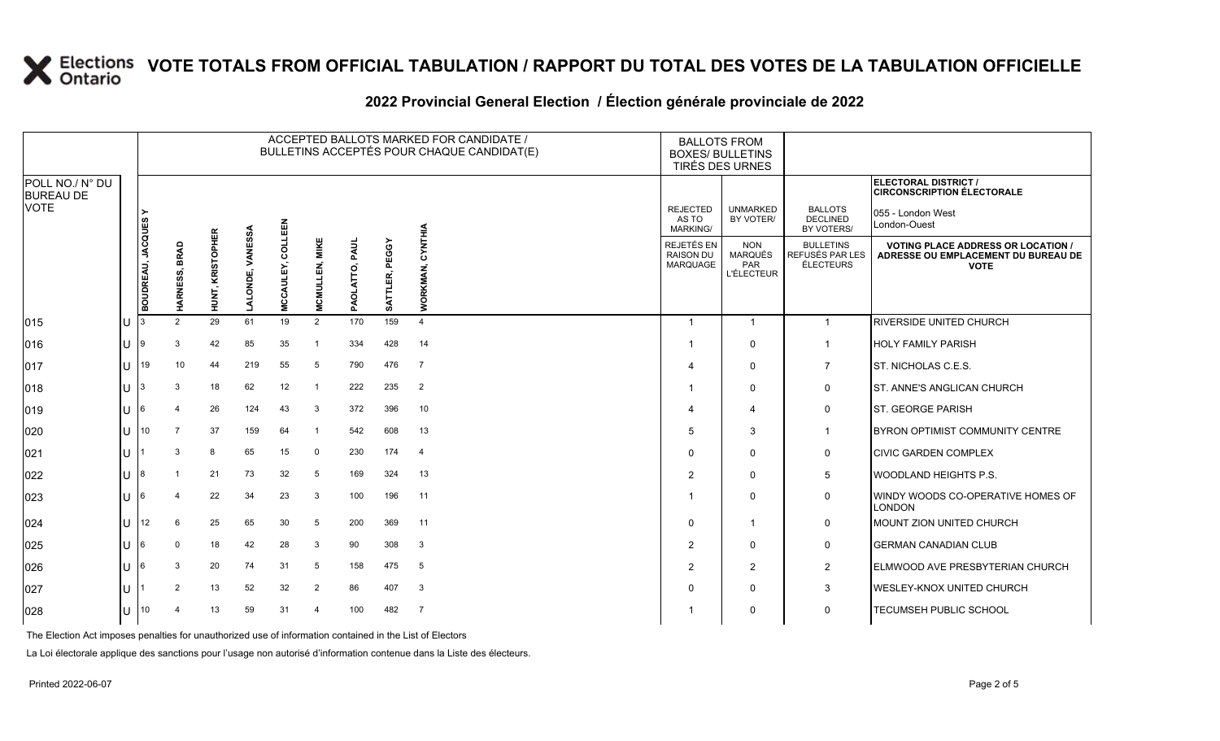# VOTE TOTALS FROM OFFICIAL TABULATION / RAPPORT DU TOTAL DES VOTES DE LA TABULATION OFFICIELLE

## 2022 Provincial General Election / Élection générale provinciale de 2022

ELECTORAL DISTRICT / CIRCONSCRIPTION ÉLECTORALE: 055 - London West / London-Ouest

| POLL NO./ N° DU BUREAU DE VOTE | | ACCEPTED BALLOTS MARKED FOR CANDIDATE / BULLETINS ACCEPTÉS POUR CHAQUE CANDIDAT(E) | | | | | | | | | BALLOTS FROM BOXES/ BULLETINS TIRÉS DES URNES | | | |
|---|---|---|---|---|---|---|---|---|---|---|---|---|---|---|
| | | BOUDREAU, JACQUES Y | HARNESS, BRAD | HUNT, KRISTOPHER | LALONDE, VANESSA | MCCAULEY, COLLEEN | MCMULLEN, MIKE | PAOLATTO, PAUL | SATTLER, PEGGY | WORKMAN, CYNTHIA | REJECTED AS TO MARKING/ REJETÉS EN RAISON DU MARQUAGE | UNMARKED BY VOTER/ NON MARQUÉS PAR L'ÉLECTEUR | BALLOTS DECLINED BY VOTERS/ BULLETINS REFUSÉS PAR LES ÉLECTEURS | VOTING PLACE ADDRESS OR LOCATION / ADRESSE OU EMPLACEMENT DU BUREAU DE VOTE |
| 015 | U | 3 | 2 | 29 | 61 | 19 | 2 | 170 | 159 | 4 | 1 | 1 | 1 | RIVERSIDE UNITED CHURCH |
| 016 | U | 9 | 3 | 42 | 85 | 35 | 1 | 334 | 428 | 14 | 1 | 0 | 1 | HOLY FAMILY PARISH |
| 017 | U | 19 | 10 | 44 | 219 | 55 | 5 | 790 | 476 | 7 | 4 | 0 | 7 | ST. NICHOLAS C.E.S. |
| 018 | U | 3 | 3 | 18 | 62 | 12 | 1 | 222 | 235 | 2 | 1 | 0 | 0 | ST. ANNE'S ANGLICAN CHURCH |
| 019 | U | 6 | 4 | 26 | 124 | 43 | 3 | 372 | 396 | 10 | 4 | 4 | 0 | ST. GEORGE PARISH |
| 020 | U | 10 | 7 | 37 | 159 | 64 | 1 | 542 | 608 | 13 | 5 | 3 | 1 | BYRON OPTIMIST COMMUNITY CENTRE |
| 021 | U | 1 | 3 | 8 | 65 | 15 | 0 | 230 | 174 | 4 | 0 | 0 | 0 | CIVIC GARDEN COMPLEX |
| 022 | U | 8 | 1 | 21 | 73 | 32 | 5 | 169 | 324 | 13 | 2 | 0 | 5 | WOODLAND HEIGHTS P.S. |
| 023 | U | 6 | 4 | 22 | 34 | 23 | 3 | 100 | 196 | 11 | 1 | 0 | 0 | WINDY WOODS CO-OPERATIVE HOMES OF LONDON |
| 024 | U | 12 | 6 | 25 | 65 | 30 | 5 | 200 | 369 | 11 | 0 | 1 | 0 | MOUNT ZION UNITED CHURCH |
| 025 | U | 6 | 0 | 18 | 42 | 28 | 3 | 90 | 308 | 3 | 2 | 0 | 0 | GERMAN CANADIAN CLUB |
| 026 | U | 6 | 3 | 20 | 74 | 31 | 5 | 158 | 475 | 5 | 2 | 2 | 2 | ELMWOOD AVE PRESBYTERIAN CHURCH |
| 027 | U | 1 | 2 | 13 | 52 | 32 | 2 | 86 | 407 | 3 | 0 | 0 | 3 | WESLEY-KNOX UNITED CHURCH |
| 028 | U | 10 | 4 | 13 | 59 | 31 | 4 | 100 | 482 | 7 | 1 | 0 | 0 | TECUMSEH PUBLIC SCHOOL |

The Election Act imposes penalties for unauthorized use of information contained in the List of Electors

La Loi électorale applique des sanctions pour l'usage non autorisé d'information contenue dans la Liste des électeurs.

Printed 2022-06-07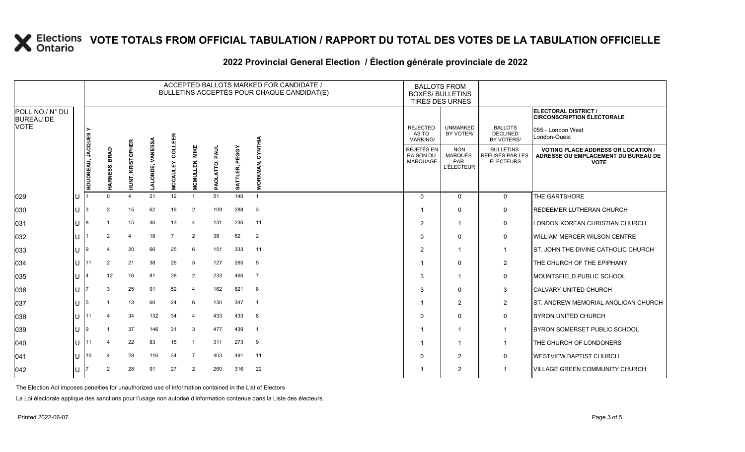# VOTE TOTALS FROM OFFICIAL TABULATION / RAPPORT DU TOTAL DES VOTES DE LA TABULATION OFFICIELLE

## 2022 Provincial General Election / Élection générale provinciale de 2022

ELECTORAL DISTRICT / CIRCONSCRIPTION ÉLECTORALE: 055 - London West / London-Ouest

| POLL NO./ N° DU BUREAU DE VOTE | | ACCEPTED BALLOTS MARKED FOR CANDIDATE / BULLETINS ACCEPTÉS POUR CHAQUE CANDIDAT(E) | | | | | | | | | BALLOTS FROM BOXES/ BULLETINS TIRÉS DES URNES | | | |
|---|---|---|---|---|---|---|---|---|---|---|---|---|---|---|
| | | BOUDREAU, JACQUES Y | HARNESS, BRAD | HUNT, KRISTOPHER | LALONDE, VANESSA | MCCAULEY, COLLEEN | MCMULLEN, MIKE | PAOLATTO, PAUL | SATTLER, PEGGY | WORKMAN, CYNTHIA | REJECTED AS TO MARKING/ REJETÉS EN RAISON DU MARQUAGE | UNMARKED BY VOTER/ NON MARQUÉS PAR L'ÉLECTEUR | BALLOTS DECLINED BY VOTERS/ BULLETINS REFUSÉS PAR LES ÉLECTEURS | VOTING PLACE ADDRESS OR LOCATION / ADRESSE OU EMPLACEMENT DU BUREAU DE VOTE |
| 029 | U | 1 | 0 | 4 | 21 | 12 | 1 | 51 | 140 | 1 | 0 | 0 | 0 | THE GARTSHORE |
| 030 | U | 3 | 2 | 15 | 62 | 19 | 2 | 109 | 288 | 3 | 1 | 0 | 0 | REDEEMER LUTHERAN CHURCH |
| 031 | U | 8 | 1 | 15 | 46 | 13 | 4 | 131 | 230 | 11 | 2 | 1 | 0 | LONDON KOREAN CHRISTIAN CHURCH |
| 032 | U | 1 | 2 | 4 | 18 | 7 | 2 | 38 | 62 | 2 | 0 | 0 | 0 | WILLIAM MERCER WILSON CENTRE |
| 033 | U | 9 | 4 | 20 | 66 | 25 | 6 | 151 | 333 | 11 | 2 | 1 | 1 | ST. JOHN THE DIVINE CATHOLIC CHURCH |
| 034 | U | 11 | 2 | 21 | 38 | 26 | 5 | 127 | 265 | 5 | 1 | 0 | 2 | THE CHURCH OF THE EPIPHANY |
| 035 | U | 4 | 12 | 16 | 81 | 38 | 2 | 233 | 460 | 7 | 3 | 1 | 0 | MOUNTSFIELD PUBLIC SCHOOL |
| 036 | U | 7 | 3 | 25 | 91 | 52 | 4 | 162 | 621 | 8 | 3 | 0 | 3 | CALVARY UNITED CHURCH |
| 037 | U | 5 | 1 | 13 | 60 | 24 | 6 | 130 | 347 | 1 | 1 | 2 | 2 | ST. ANDREW MEMORIAL ANGLICAN CHURCH |
| 038 | U | 11 | 4 | 34 | 132 | 34 | 4 | 433 | 433 | 8 | 0 | 0 | 0 | BYRON UNITED CHURCH |
| 039 | U | 9 | 1 | 37 | 146 | 31 | 3 | 477 | 439 | 1 | 1 | 1 | 1 | BYRON SOMERSET PUBLIC SCHOOL |
| 040 | U | 11 | 4 | 22 | 83 | 15 | 1 | 311 | 273 | 9 | 1 | 1 | 1 | THE CHURCH OF LONDONERS |
| 041 | U | 10 | 4 | 28 | 116 | 34 | 7 | 403 | 491 | 11 | 0 | 2 | 0 | WESTVIEW BAPTIST CHURCH |
| 042 | U | 7 | 2 | 28 | 91 | 27 | 2 | 260 | 316 | 22 | 1 | 2 | 1 | VILLAGE GREEN COMMUNITY CHURCH |

The Election Act imposes penalties for unauthorized use of information contained in the List of Electors

La Loi électorale applique des sanctions pour l'usage non autorisé d'information contenue dans la Liste des électeurs.

Printed 2022-06-07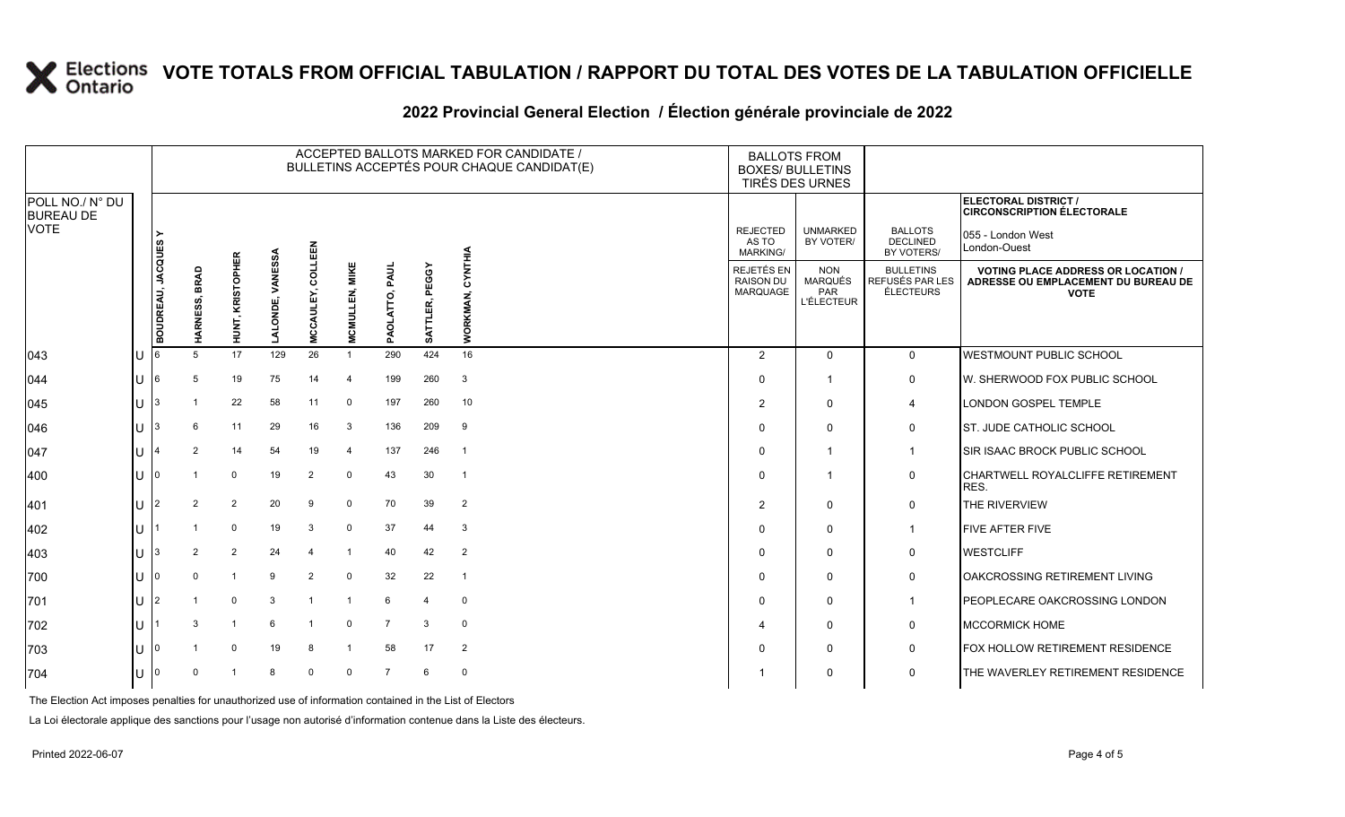# VOTE TOTALS FROM OFFICIAL TABULATION / RAPPORT DU TOTAL DES VOTES DE LA TABULATION OFFICIELLE

## 2022 Provincial General Election / Élection générale provinciale de 2022

ELECTORAL DISTRICT / CIRCONSCRIPTION ÉLECTORALE: 055 - London West / London-Ouest

| POLL NO./ N° DU BUREAU DE VOTE | | ACCEPTED BALLOTS MARKED FOR CANDIDATE / BULLETINS ACCEPTÉS POUR CHAQUE CANDIDAT(E) | | | | | | | | | BALLOTS FROM BOXES/ BULLETINS TIRÉS DES URNES | | | |
|---|---|---|---|---|---|---|---|---|---|---|---|---|---|---|
| | | BOUDREAU, JACQUES Y | HARNESS, BRAD | HUNT, KRISTOPHER | LALONDE, VANESSA | MCCAULEY, COLLEEN | MCMULLEN, MIKE | PAOLATTO, PAUL | SATTLER, PEGGY | WORKMAN, CYNTHIA | REJECTED AS TO MARKING/ REJETÉS EN RAISON DU MARQUAGE | UNMARKED BY VOTER/ NON MARQUÉS PAR L'ÉLECTEUR | BALLOTS DECLINED BY VOTERS/ BULLETINS REFUSÉS PAR LES ÉLECTEURS | VOTING PLACE ADDRESS OR LOCATION / ADRESSE OU EMPLACEMENT DU BUREAU DE VOTE |
| 043 | U | 6 | 5 | 17 | 129 | 26 | 1 | 290 | 424 | 16 | 2 | 0 | 0 | WESTMOUNT PUBLIC SCHOOL |
| 044 | U | 6 | 5 | 19 | 75 | 14 | 4 | 199 | 260 | 3 | 0 | 1 | 0 | W. SHERWOOD FOX PUBLIC SCHOOL |
| 045 | U | 3 | 1 | 22 | 58 | 11 | 0 | 197 | 260 | 10 | 2 | 0 | 4 | LONDON GOSPEL TEMPLE |
| 046 | U | 3 | 6 | 11 | 29 | 16 | 3 | 136 | 209 | 9 | 0 | 0 | 0 | ST. JUDE CATHOLIC SCHOOL |
| 047 | U | 4 | 2 | 14 | 54 | 19 | 4 | 137 | 246 | 1 | 0 | 1 | 1 | SIR ISAAC BROCK PUBLIC SCHOOL |
| 400 | U | 0 | 1 | 0 | 19 | 2 | 0 | 43 | 30 | 1 | 0 | 1 | 0 | CHARTWELL ROYALCLIFFE RETIREMENT RES. |
| 401 | U | 2 | 2 | 2 | 20 | 9 | 0 | 70 | 39 | 2 | 2 | 0 | 0 | THE RIVERVIEW |
| 402 | U | 1 | 1 | 0 | 19 | 3 | 0 | 37 | 44 | 3 | 0 | 0 | 1 | FIVE AFTER FIVE |
| 403 | U | 3 | 2 | 2 | 24 | 4 | 1 | 40 | 42 | 2 | 0 | 0 | 0 | WESTCLIFF |
| 700 | U | 0 | 0 | 1 | 9 | 2 | 0 | 32 | 22 | 1 | 0 | 0 | 0 | OAKCROSSING RETIREMENT LIVING |
| 701 | U | 2 | 1 | 0 | 3 | 1 | 1 | 6 | 4 | 0 | 0 | 0 | 1 | PEOPLECARE OAKCROSSING LONDON |
| 702 | U | 1 | 3 | 1 | 6 | 1 | 0 | 7 | 3 | 0 | 4 | 0 | 0 | MCCORMICK HOME |
| 703 | U | 0 | 1 | 0 | 19 | 8 | 1 | 58 | 17 | 2 | 0 | 0 | 0 | FOX HOLLOW RETIREMENT RESIDENCE |
| 704 | U | 0 | 0 | 1 | 8 | 0 | 0 | 7 | 6 | 0 | 1 | 0 | 0 | THE WAVERLEY RETIREMENT RESIDENCE |

The Election Act imposes penalties for unauthorized use of information contained in the List of Electors

La Loi électorale applique des sanctions pour l'usage non autorisé d'information contenue dans la Liste des électeurs.

Printed 2022-06-07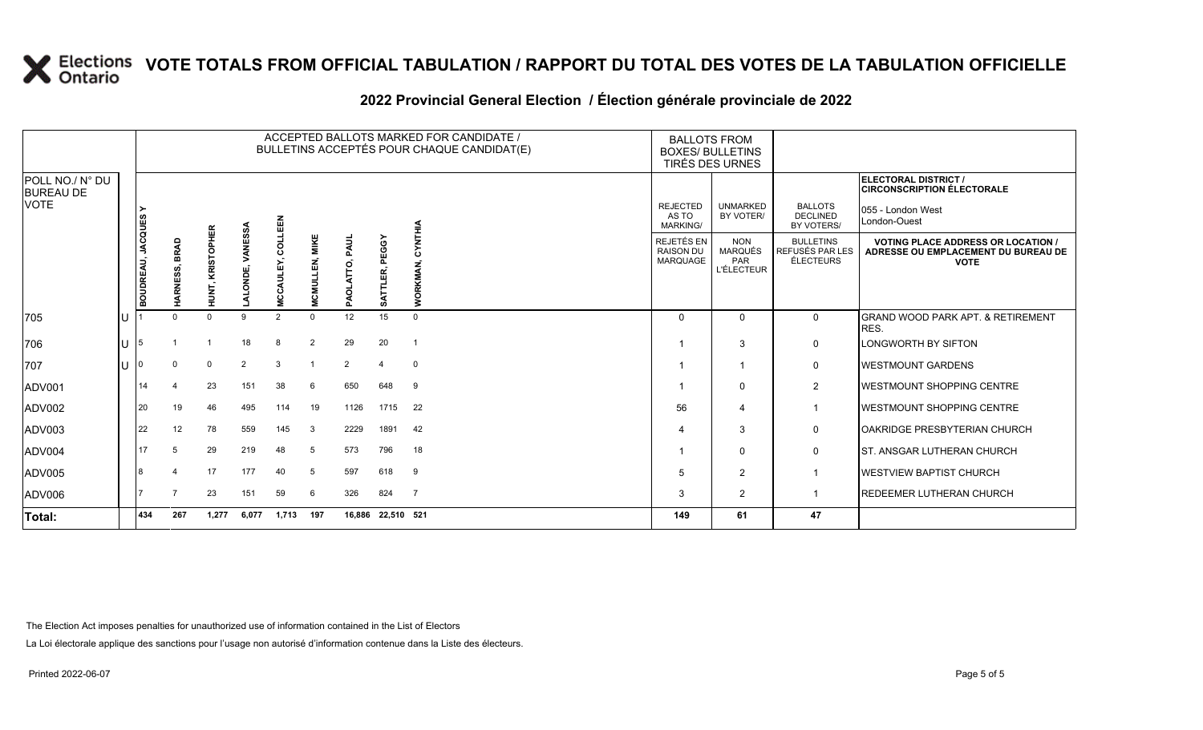# VOTE TOTALS FROM OFFICIAL TABULATION / RAPPORT DU TOTAL DES VOTES DE LA TABULATION OFFICIELLE

## 2022 Provincial General Election / Élection générale provinciale de 2022

| POLL NO./ N° DU BUREAU DE VOTE | | ACCEPTED BALLOTS MARKED FOR CANDIDATE / BULLETINS ACCEPTÉS POUR CHAQUE CANDIDAT(E) | | | | | | | | | BALLOTS FROM BOXES/ BULLETINS TIRÉS DES URNES | | | ELECTORAL DISTRICT / CIRCONSCRIPTION ÉLECTORALE 055 - London West London-Ouest |
|---|---|---|---|---|---|---|---|---|---|---|---|---|---|---|
| | | BOUDREAU, JACQUES Y | HARNESS, BRAD | HUNT, KRISTOPHER | LALONDE, VANESSA | MCCAULEY, COLLEEN | MCMULLEN, MIKE | PAOLATTO, PAUL | SATTLER, PEGGY | WORKMAN, CYNTHIA | REJECTED AS TO MARKING/ REJETÉS EN RAISON DU MARQUAGE | UNMARKED BY VOTER/ NON MARQUÉS PAR L'ÉLECTEUR | BALLOTS DECLINED BY VOTERS/ BULLETINS REFUSÉS PAR LES ÉLECTEURS | VOTING PLACE ADDRESS OR LOCATION / ADRESSE OU EMPLACEMENT DU BUREAU DE VOTE |
| 705 | U | 1 | 0 | 0 | 9 | 2 | 0 | 12 | 15 | 0 | 0 | 0 | 0 | GRAND WOOD PARK APT. & RETIREMENT RES. |
| 706 | U | 5 | 1 | 1 | 18 | 8 | 2 | 29 | 20 | 1 | 1 | 3 | 0 | LONGWORTH BY SIFTON |
| 707 | U | 0 | 0 | 0 | 2 | 3 | 1 | 2 | 4 | 0 | 1 | 1 | 0 | WESTMOUNT GARDENS |
| ADV001 | | 14 | 4 | 23 | 151 | 38 | 6 | 650 | 648 | 9 | 1 | 0 | 2 | WESTMOUNT SHOPPING CENTRE |
| ADV002 | | 20 | 19 | 46 | 495 | 114 | 19 | 1126 | 1715 | 22 | 56 | 4 | 1 | WESTMOUNT SHOPPING CENTRE |
| ADV003 | | 22 | 12 | 78 | 559 | 145 | 3 | 2229 | 1891 | 42 | 4 | 3 | 0 | OAKRIDGE PRESBYTERIAN CHURCH |
| ADV004 | | 17 | 5 | 29 | 219 | 48 | 5 | 573 | 796 | 18 | 1 | 0 | 0 | ST. ANSGAR LUTHERAN CHURCH |
| ADV005 | | 8 | 4 | 17 | 177 | 40 | 5 | 597 | 618 | 9 | 5 | 2 | 1 | WESTVIEW BAPTIST CHURCH |
| ADV006 | | 7 | 7 | 23 | 151 | 59 | 6 | 326 | 824 | 7 | 3 | 2 | 1 | REDEEMER LUTHERAN CHURCH |
| **Total:** | | **434** | **267** | **1,277** | **6,077** | **1,713** | **197** | **16,886** | **22,510** | **521** | **149** | **61** | **47** | |

The Election Act imposes penalties for unauthorized use of information contained in the List of Electors

La Loi électorale applique des sanctions pour l'usage non autorisé d'information contenue dans la Liste des électeurs.

Printed 2022-06-07